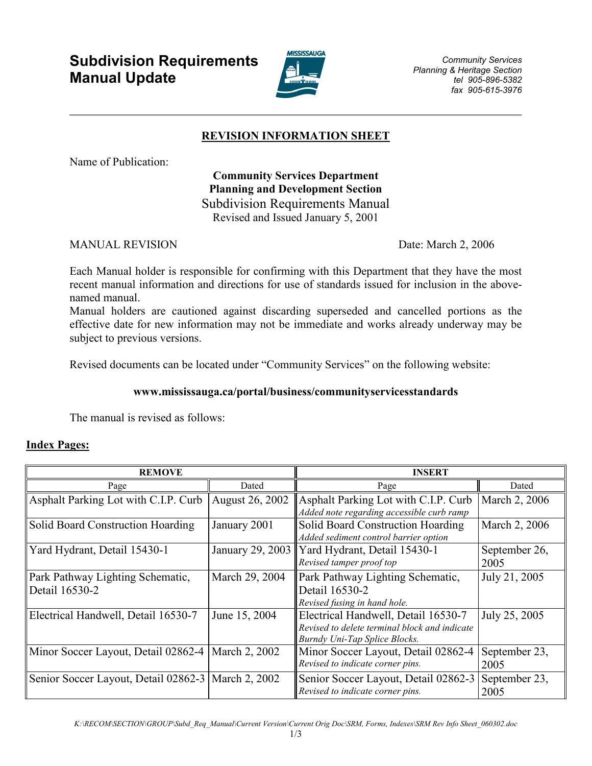# Subdivision Requirements Manual Update

*Community Services*
*Planning & Heritage Section*
*tel 905-896-5382*
*fax 905-615-3976*

## REVISION INFORMATION SHEET

Name of Publication:

**Community Services Department**
**Planning and Development Section**
Subdivision Requirements Manual
Revised and Issued January 5, 2001

MANUAL REVISION — Date: March 2, 2006

Each Manual holder is responsible for confirming with this Department that they have the most recent manual information and directions for use of standards issued for inclusion in the above-named manual.
Manual holders are cautioned against discarding superseded and cancelled portions as the effective date for new information may not be immediate and works already underway may be subject to previous versions.

Revised documents can be located under "Community Services" on the following website:

**www.mississauga.ca/portal/business/communityservicesstandards**

The manual is revised as follows:

**Index Pages:**

| REMOVE | | INSERT | |
|---|---|---|---|
| Page | Dated | Page | Dated |
| Asphalt Parking Lot with C.I.P. Curb | August 26, 2002 | Asphalt Parking Lot with C.I.P. Curb *Added note regarding accessible curb ramp* | March 2, 2006 |
| Solid Board Construction Hoarding | January 2001 | Solid Board Construction Hoarding *Added sediment control barrier option* | March 2, 2006 |
| Yard Hydrant, Detail 15430-1 | January 29, 2003 | Yard Hydrant, Detail 15430-1 *Revised tamper proof top* | September 26, 2005 |
| Park Pathway Lighting Schematic, Detail 16530-2 | March 29, 2004 | Park Pathway Lighting Schematic, Detail 16530-2 *Revised fusing in hand hole.* | July 21, 2005 |
| Electrical Handwell, Detail 16530-7 | June 15, 2004 | Electrical Handwell, Detail 16530-7 *Revised to delete terminal block and indicate Burndy Uni-Tap Splice Blocks.* | July 25, 2005 |
| Minor Soccer Layout, Detail 02862-4 | March 2, 2002 | Minor Soccer Layout, Detail 02862-4 *Revised to indicate corner pins.* | September 23, 2005 |
| Senior Soccer Layout, Detail 02862-3 | March 2, 2002 | Senior Soccer Layout, Detail 02862-3 *Revised to indicate corner pins.* | September 23, 2005 |

*K:\RECOM\SECTION\GROUP\Subd_Req_Manual\Current Version\Current Orig Doc\SRM, Forms, Indexes\SRM Rev Info Sheet_060302.doc*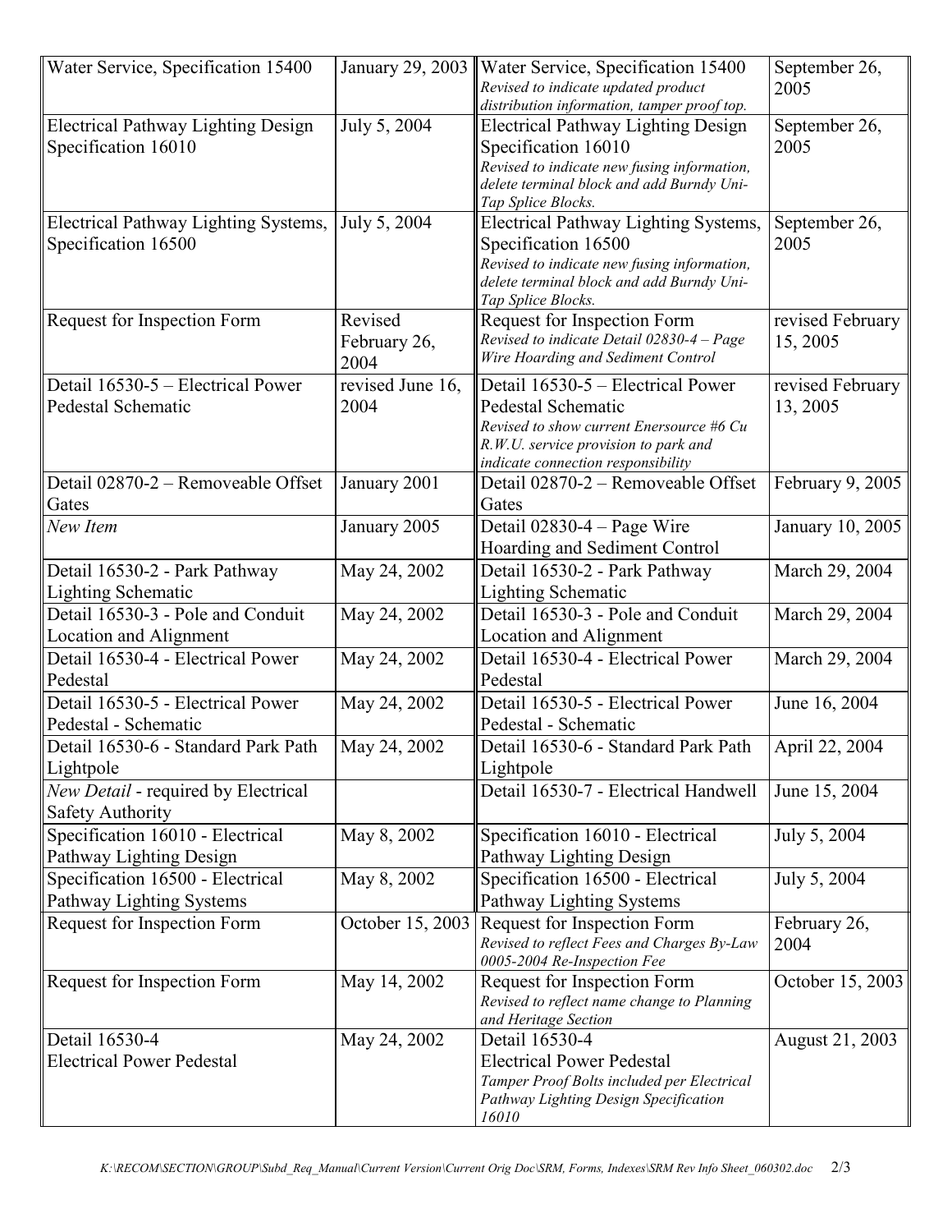| | | | |
|---|---|---|---|
| Water Service, Specification 15400 | January 29, 2003 | Water Service, Specification 15400<br>*Revised to indicate updated product distribution information, tamper proof top.* | September 26, 2005 |
| Electrical Pathway Lighting Design Specification 16010 | July 5, 2004 | Electrical Pathway Lighting Design Specification 16010<br>*Revised to indicate new fusing information, delete terminal block and add Burndy Uni-Tap Splice Blocks.* | September 26, 2005 |
| Electrical Pathway Lighting Systems, Specification 16500 | July 5, 2004 | Electrical Pathway Lighting Systems, Specification 16500<br>*Revised to indicate new fusing information, delete terminal block and add Burndy Uni-Tap Splice Blocks.* | September 26, 2005 |
| Request for Inspection Form | Revised February 26, 2004 | Request for Inspection Form<br>*Revised to indicate Detail 02830-4 – Page Wire Hoarding and Sediment Control* | revised February 15, 2005 |
| Detail 16530-5 – Electrical Power Pedestal Schematic | revised June 16, 2004 | Detail 16530-5 – Electrical Power Pedestal Schematic<br>*Revised to show current Enersource #6 Cu R.W.U. service provision to park and indicate connection responsibility* | revised February 13, 2005 |
| Detail 02870-2 – Removeable Offset Gates | January 2001 | Detail 02870-2 – Removeable Offset Gates | February 9, 2005 |
| *New Item* | January 2005 | Detail 02830-4 – Page Wire Hoarding and Sediment Control | January 10, 2005 |
| Detail 16530-2 - Park Pathway Lighting Schematic | May 24, 2002 | Detail 16530-2 - Park Pathway Lighting Schematic | March 29, 2004 |
| Detail 16530-3 - Pole and Conduit Location and Alignment | May 24, 2002 | Detail 16530-3 - Pole and Conduit Location and Alignment | March 29, 2004 |
| Detail 16530-4 - Electrical Power Pedestal | May 24, 2002 | Detail 16530-4 - Electrical Power Pedestal | March 29, 2004 |
| Detail 16530-5 - Electrical Power Pedestal - Schematic | May 24, 2002 | Detail 16530-5 - Electrical Power Pedestal - Schematic | June 16, 2004 |
| Detail 16530-6 - Standard Park Path Lightpole | May 24, 2002 | Detail 16530-6 - Standard Park Path Lightpole | April 22, 2004 |
| *New Detail* - required by Electrical Safety Authority | | Detail 16530-7 - Electrical Handwell | June 15, 2004 |
| Specification 16010 - Electrical Pathway Lighting Design | May 8, 2002 | Specification 16010 - Electrical Pathway Lighting Design | July 5, 2004 |
| Specification 16500 - Electrical Pathway Lighting Systems | May 8, 2002 | Specification 16500 - Electrical Pathway Lighting Systems | July 5, 2004 |
| Request for Inspection Form | October 15, 2003 | Request for Inspection Form<br>*Revised to reflect Fees and Charges By-Law 0005-2004 Re-Inspection Fee* | February 26, 2004 |
| Request for Inspection Form | May 14, 2002 | Request for Inspection Form<br>*Revised to reflect name change to Planning and Heritage Section* | October 15, 2003 |
| Detail 16530-4<br>Electrical Power Pedestal | May 24, 2002 | Detail 16530-4<br>Electrical Power Pedestal<br>*Tamper Proof Bolts included per Electrical Pathway Lighting Design Specification 16010* | August 21, 2003 |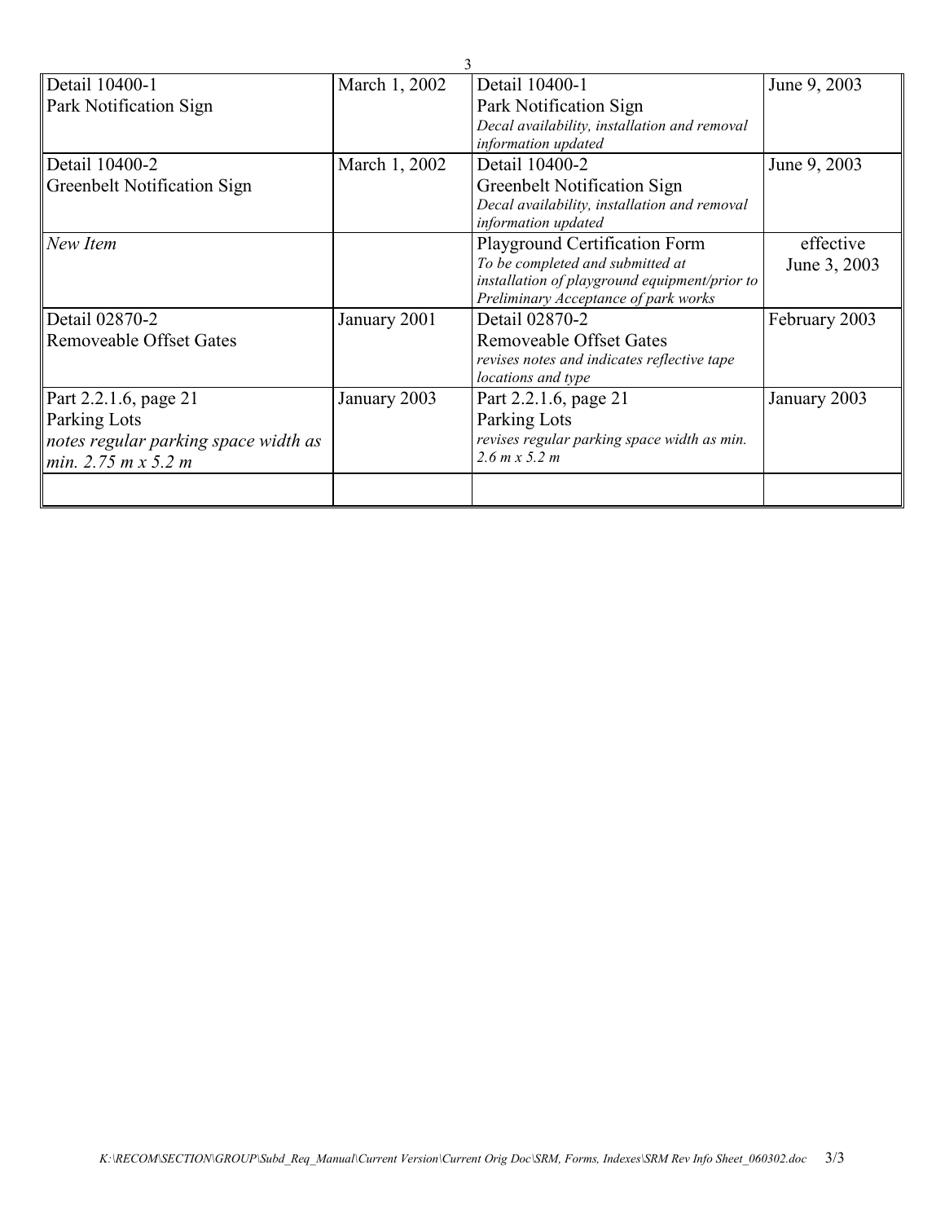| | | | |
|---|---|---|---|
| Detail 10400-1<br>Park Notification Sign | March 1, 2002 | Detail 10400-1<br>Park Notification Sign<br>*Decal availability, installation and removal information updated* | June 9, 2003 |
| Detail 10400-2<br>Greenbelt Notification Sign | March 1, 2002 | Detail 10400-2<br>Greenbelt Notification Sign<br>*Decal availability, installation and removal information updated* | June 9, 2003 |
| *New Item* | | Playground Certification Form<br>*To be completed and submitted at installation of playground equipment/prior to Preliminary Acceptance of park works* | effective June 3, 2003 |
| Detail 02870-2<br>Removeable Offset Gates | January 2001 | Detail 02870-2<br>Removeable Offset Gates<br>*revises notes and indicates reflective tape locations and type* | February 2003 |
| Part 2.2.1.6, page 21<br>Parking Lots<br>*notes regular parking space width as min. 2.75 m x 5.2 m* | January 2003 | Part 2.2.1.6, page 21<br>Parking Lots<br>*revises regular parking space width as min. 2.6 m x 5.2 m* | January 2003 |
| | | | |

K:\RECOM\SECTION\GROUP\Subd_Req_Manual\Current Version\Current Orig Doc\SRM, Forms, Indexes\SRM Rev Info Sheet_060302.doc